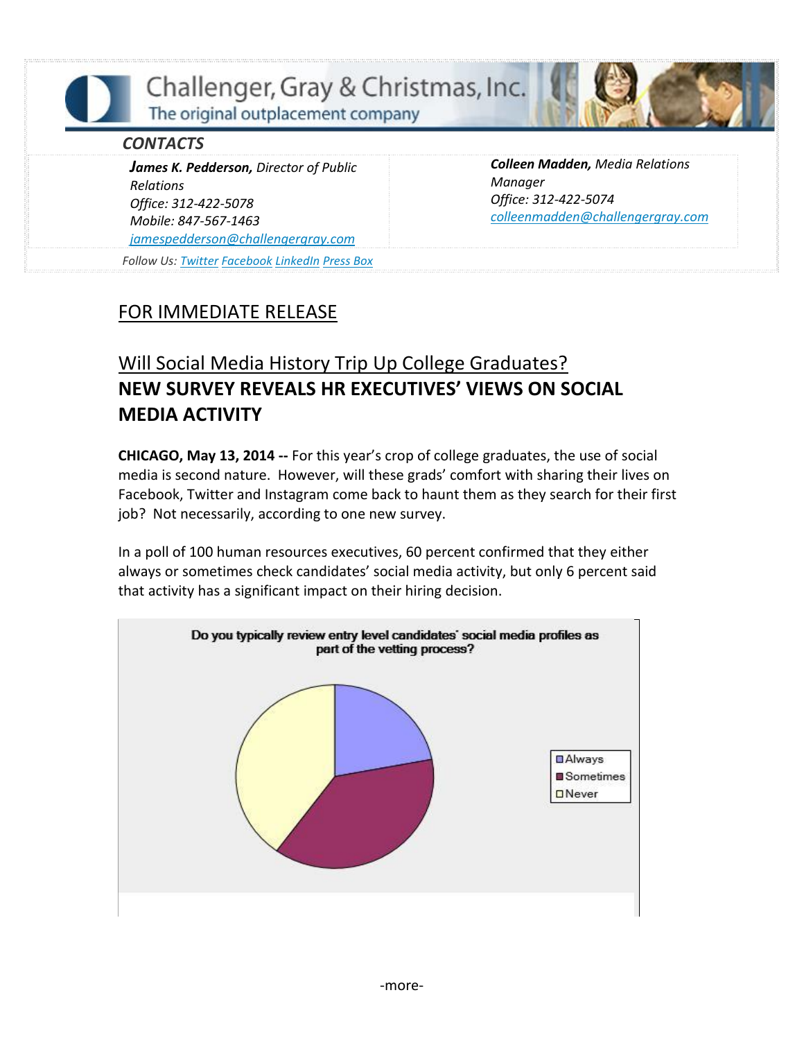Challenger, Gray & Christmas, Inc.
The original outplacement company

***CONTACTS***

***James K. Pedderson,*** *Director of Public Relations*
*Office: 312-422-5078*
*Mobile: 847-567-1463*
*[jamespedderson@challengergray.com](mailto:jamespedderson@challengergray.com)*

***Colleen Madden,*** *Media Relations Manager*
*Office: 312-422-5074*
*[colleenmadden@challengergray.com](mailto:colleenmadden@challengergray.com)*

*Follow Us: Twitter Facebook LinkedIn Press Box*

## FOR IMMEDIATE RELEASE

## Will Social Media History Trip Up College Graduates?

## NEW SURVEY REVEALS HR EXECUTIVES' VIEWS ON SOCIAL MEDIA ACTIVITY

**CHICAGO, May 13, 2014 --** For this year's crop of college graduates, the use of social media is second nature. However, will these grads' comfort with sharing their lives on Facebook, Twitter and Instagram come back to haunt them as they search for their first job? Not necessarily, according to one new survey.

In a poll of 100 human resources executives, 60 percent confirmed that they either always or sometimes check candidates' social media activity, but only 6 percent said that activity has a significant impact on their hiring decision.

**Do you typically review entry level candidates' social media profiles as part of the vetting process?**

Always
Sometimes
Never

-more-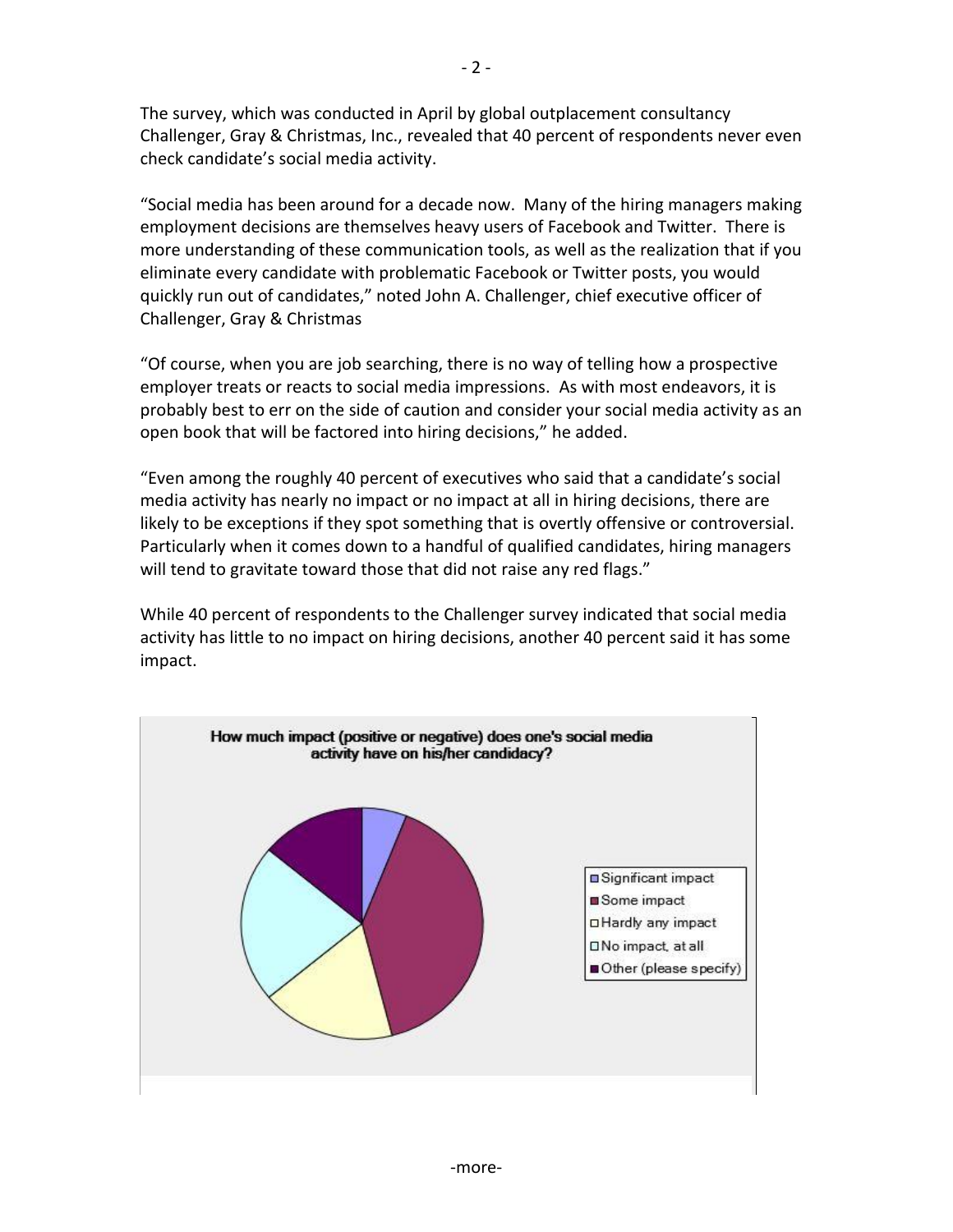The survey, which was conducted in April by global outplacement consultancy Challenger, Gray & Christmas, Inc., revealed that 40 percent of respondents never even check candidate's social media activity.

"Social media has been around for a decade now. Many of the hiring managers making employment decisions are themselves heavy users of Facebook and Twitter. There is more understanding of these communication tools, as well as the realization that if you eliminate every candidate with problematic Facebook or Twitter posts, you would quickly run out of candidates," noted John A. Challenger, chief executive officer of Challenger, Gray & Christmas

"Of course, when you are job searching, there is no way of telling how a prospective employer treats or reacts to social media impressions. As with most endeavors, it is probably best to err on the side of caution and consider your social media activity as an open book that will be factored into hiring decisions," he added.

"Even among the roughly 40 percent of executives who said that a candidate's social media activity has nearly no impact or no impact at all in hiring decisions, there are likely to be exceptions if they spot something that is overtly offensive or controversial. Particularly when it comes down to a handful of qualified candidates, hiring managers will tend to gravitate toward those that did not raise any red flags."

While 40 percent of respondents to the Challenger survey indicated that social media activity has little to no impact on hiring decisions, another 40 percent said it has some impact.

**How much impact (positive or negative) does one's social media activity have on his/her candidacy?**

- Significant impact
- Some impact
- Hardly any impact
- No impact, at all
- Other (please specify)

-more-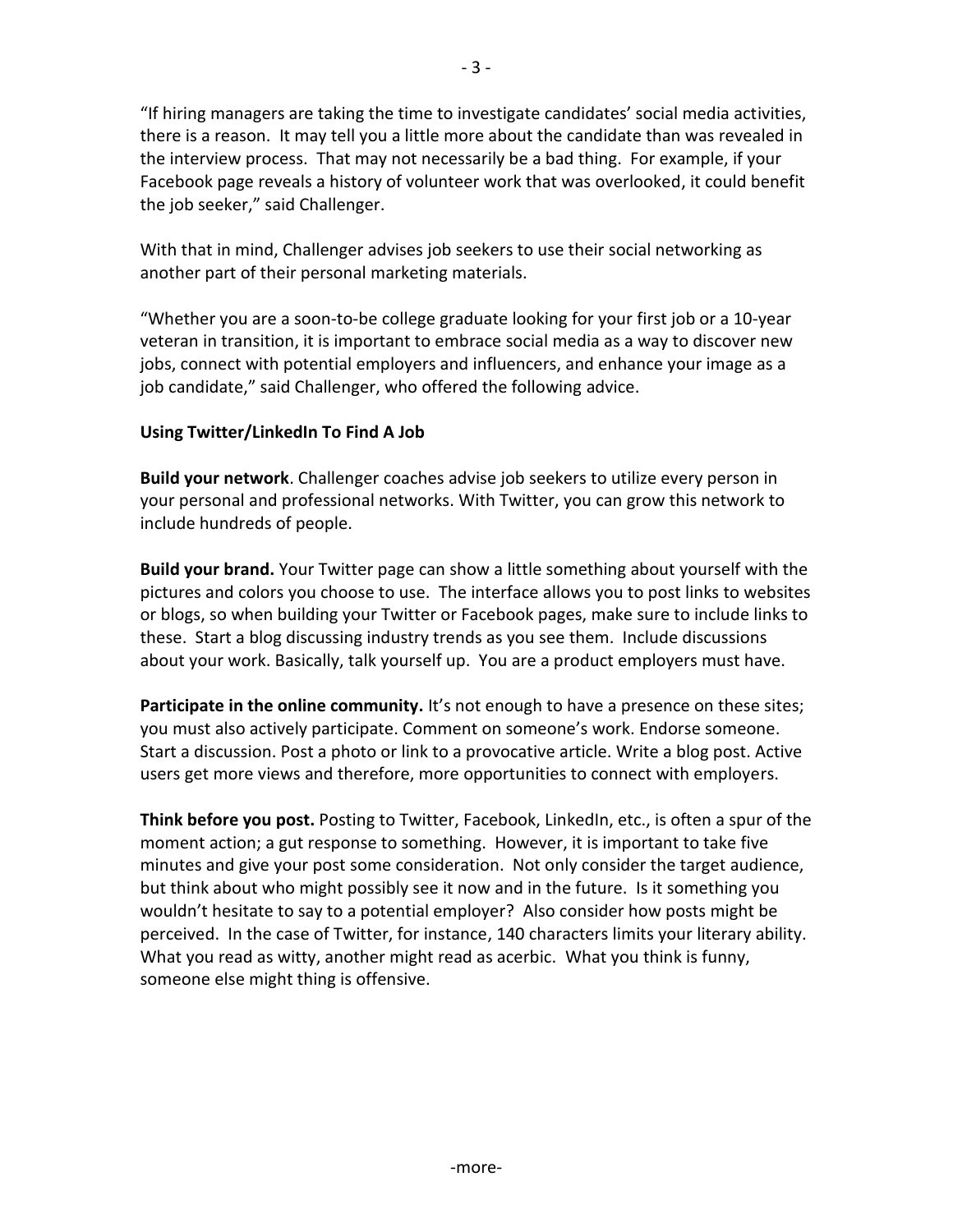"If hiring managers are taking the time to investigate candidates' social media activities, there is a reason. It may tell you a little more about the candidate than was revealed in the interview process. That may not necessarily be a bad thing. For example, if your Facebook page reveals a history of volunteer work that was overlooked, it could benefit the job seeker," said Challenger.

With that in mind, Challenger advises job seekers to use their social networking as another part of their personal marketing materials.

"Whether you are a soon-to-be college graduate looking for your first job or a 10-year veteran in transition, it is important to embrace social media as a way to discover new jobs, connect with potential employers and influencers, and enhance your image as a job candidate," said Challenger, who offered the following advice.

**Using Twitter/LinkedIn To Find A Job**

**Build your network**. Challenger coaches advise job seekers to utilize every person in your personal and professional networks. With Twitter, you can grow this network to include hundreds of people.

**Build your brand.** Your Twitter page can show a little something about yourself with the pictures and colors you choose to use. The interface allows you to post links to websites or blogs, so when building your Twitter or Facebook pages, make sure to include links to these. Start a blog discussing industry trends as you see them. Include discussions about your work. Basically, talk yourself up. You are a product employers must have.

**Participate in the online community.** It's not enough to have a presence on these sites; you must also actively participate. Comment on someone's work. Endorse someone. Start a discussion. Post a photo or link to a provocative article. Write a blog post. Active users get more views and therefore, more opportunities to connect with employers.

**Think before you post.** Posting to Twitter, Facebook, LinkedIn, etc., is often a spur of the moment action; a gut response to something. However, it is important to take five minutes and give your post some consideration. Not only consider the target audience, but think about who might possibly see it now and in the future. Is it something you wouldn't hesitate to say to a potential employer? Also consider how posts might be perceived. In the case of Twitter, for instance, 140 characters limits your literary ability. What you read as witty, another might read as acerbic. What you think is funny, someone else might thing is offensive.

-more-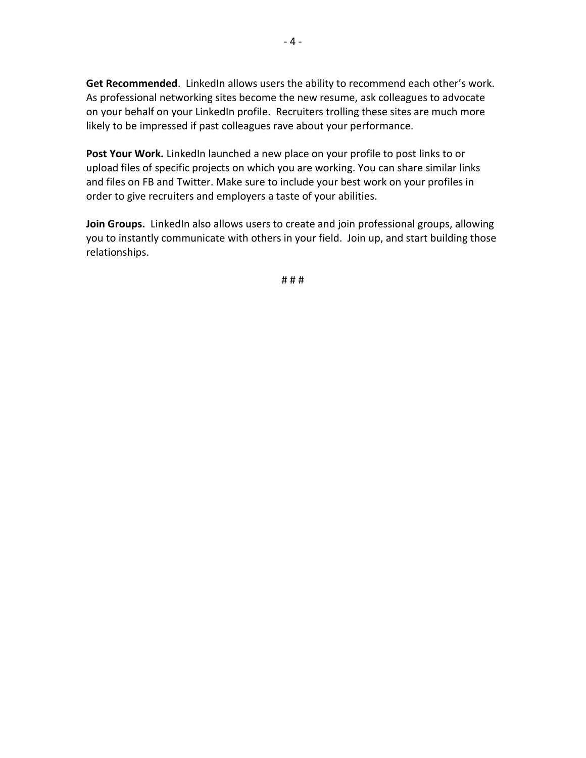**Get Recommended**. LinkedIn allows users the ability to recommend each other's work. As professional networking sites become the new resume, ask colleagues to advocate on your behalf on your LinkedIn profile. Recruiters trolling these sites are much more likely to be impressed if past colleagues rave about your performance.

**Post Your Work.** LinkedIn launched a new place on your profile to post links to or upload files of specific projects on which you are working. You can share similar links and files on FB and Twitter. Make sure to include your best work on your profiles in order to give recruiters and employers a taste of your abilities.

**Join Groups.** LinkedIn also allows users to create and join professional groups, allowing you to instantly communicate with others in your field. Join up, and start building those relationships.

# # #